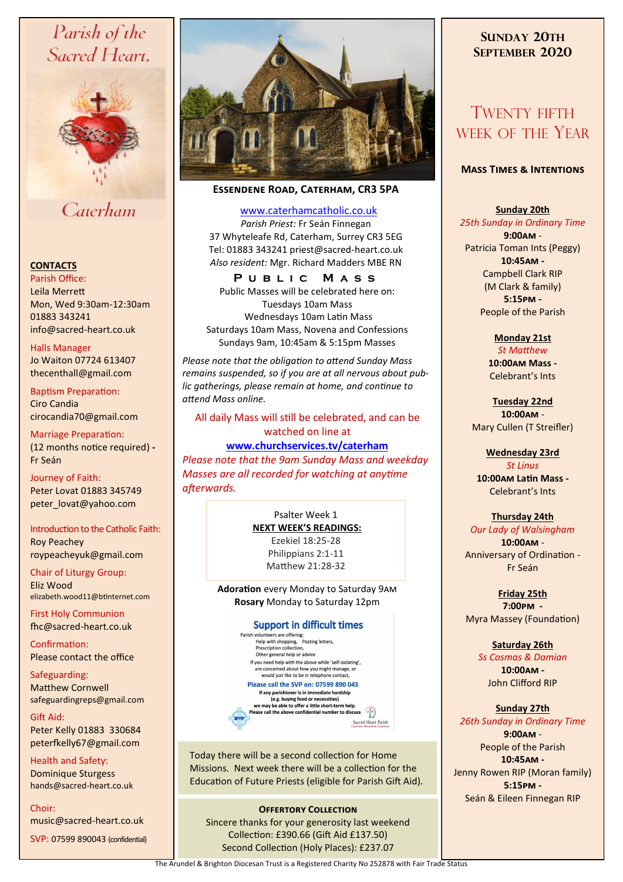# Parish of the Sacred Heart, Caterham

## CONTACTS

Parish Office:
Leila Merrett
Mon, Wed 9:30am-12:30am
01883 343241
info@sacred-heart.co.uk

Halls Manager
Jo Waiton 07724 613407
thecenthall@gmail.com

Baptism Preparation:
Ciro Candia
cirocandia70@gmail.com

Marriage Preparation:
(12 months notice required) - Fr Seán

Journey of Faith:
Peter Lovat 01883 345749
peter_lovat@yahoo.com

Introduction to the Catholic Faith:
Roy Peachey
roypeacheyuk@gmail.com

Chair of Liturgy Group:
Eliz Wood
elizabeth.wood11@btinternet.com

First Holy Communion
fhc@sacred-heart.co.uk

Confirmation:
Please contact the office

Safeguarding:
Matthew Cornwell
safeguardingreps@gmail.com

Gift Aid:
Peter Kelly 01883 330684
peterfkelly67@gmail.com

Health and Safety:
Dominique Sturgess
hands@sacred-heart.co.uk

Choir:
music@sacred-heart.co.uk

SVP: 07599 890043 (confidential)

**Essendene Road, Caterham, CR3 5PA**

www.caterhamcatholic.co.uk
*Parish Priest:* Fr Seán Finnegan
37 Whyteleafe Rd, Caterham, Surrey CR3 5EG
Tel: 01883 343241 priest@sacred-heart.co.uk
*Also resident:* Mgr. Richard Madders MBE RN

## Public Mass

Public Masses will be celebrated here on:
Tuesdays 10am Mass
Wednesdays 10am Latin Mass
Saturdays 10am Mass, Novena and Confessions
Sundays 9am, 10:45am & 5:15pm Masses

*Please note that the obligation to attend Sunday Mass remains suspended, so if you are at all nervous about public gatherings, please remain at home, and continue to attend Mass online.*

All daily Mass will still be celebrated, and can be watched on line at
**www.churchservices.tv/caterham**
*Please note that the 9am Sunday Mass and weekday Masses are all recorded for watching at anytime afterwards.*

Psalter Week 1
**NEXT WEEK'S READINGS:**
Ezekiel 18:25-28
Philippians 2:1-11
Matthew 21:28-32

**Adoration** every Monday to Saturday 9AM
**Rosary** Monday to Saturday 12pm

### Support in difficult times

Parish volunteers are offering:
Help with shopping, Posting letters,
Prescription collection,
Other general help or advice
If you need help with the above while 'self-isolating', are concerned about how you might manage, or would just like to be in telephone contact,
**Please call the SVP on: 07599 890 043**
**If any parishioner is in immediate hardship (e.g. buying food or necessities) we may be able to offer a little short-term help. Please call the above confidential number to discuss**
Sacred Heart Parish

Today there will be a second collection for Home Missions. Next week there will be a collection for the Education of Future Priests (eligible for Parish Gift Aid).

**Offertory Collection**
Sincere thanks for your generosity last weekend
Collection: £390.66 (Gift Aid £137.50)
Second Collection (Holy Places): £237.07

## Sunday 20th September 2020

## Twenty fifth week of the Year

### Mass Times & Intentions

**Sunday 20th**
*25th Sunday in Ordinary Time*
**9:00AM** - Patricia Toman Ints (Peggy)
**10:45AM** - Campbell Clark RIP (M Clark & family)
**5:15PM** - People of the Parish

**Monday 21st**
*St Matthew*
**10:00AM Mass** - Celebrant's Ints

**Tuesday 22nd**
**10:00AM** - Mary Cullen (T Streifler)

**Wednesday 23rd**
*St Linus*
**10:00AM Latin Mass** - Celebrant's Ints

**Thursday 24th**
*Our Lady of Walsingham*
**10:00AM** - Anniversary of Ordination - Fr Seán

**Friday 25th**
**7:00PM** - Myra Massey (Foundation)

**Saturday 26th**
*Ss Cosmas & Damian*
**10:00AM** - John Clifford RIP

**Sunday 27th**
*26th Sunday in Ordinary Time*
**9:00AM** - People of the Parish
**10:45AM** - Jenny Rowen RIP (Moran family)
**5:15PM** - Seán & Eileen Finnegan RIP

The Arundel & Brighton Diocesan Trust is a Registered Charity No 252878 with Fair Trade Status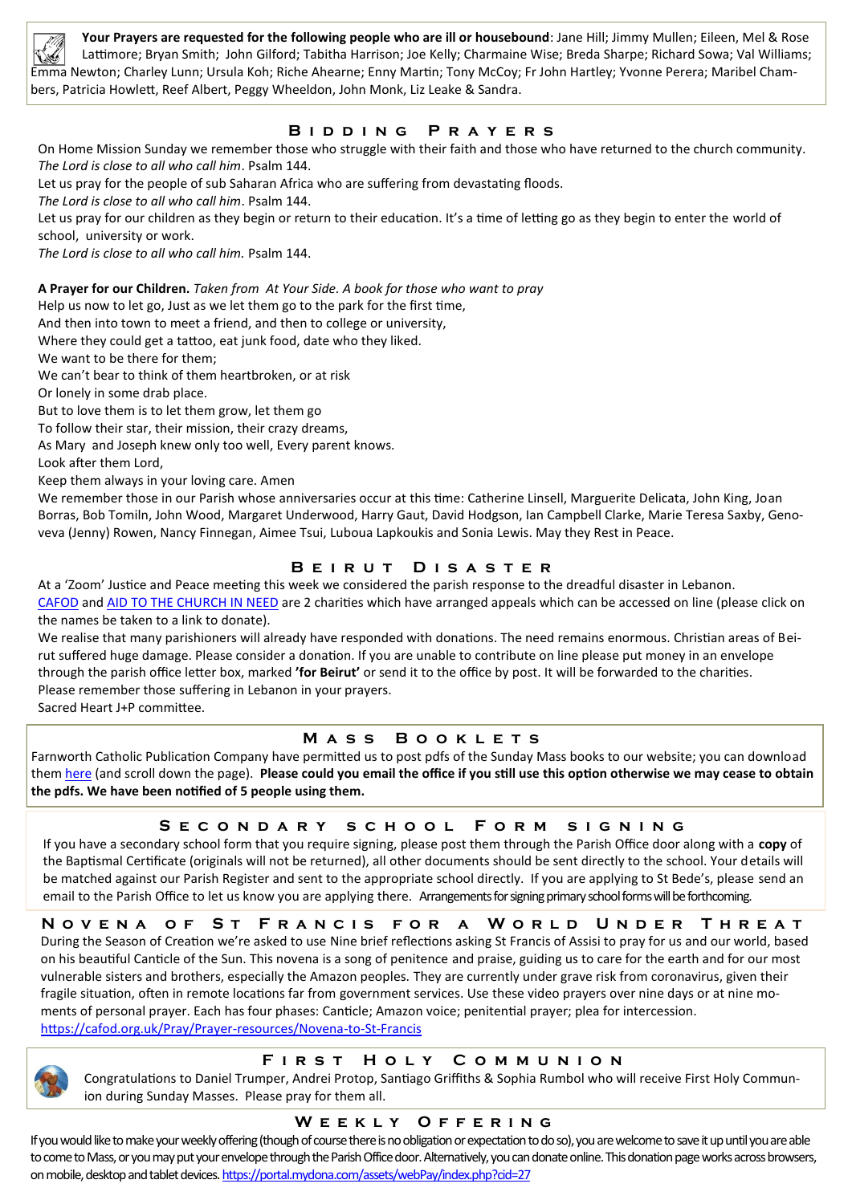**Your Prayers are requested for the following people who are ill or housebound**: Jane Hill; Jimmy Mullen; Eileen, Mel & Rose Lattimore; Bryan Smith; John Gilford; Tabitha Harrison; Joe Kelly; Charmaine Wise; Breda Sharpe; Richard Sowa; Val Williams; Emma Newton; Charley Lunn; Ursula Koh; Riche Ahearne; Enny Martin; Tony McCoy; Fr John Hartley; Yvonne Perera; Maribel Chambers, Patricia Howlett, Reef Albert, Peggy Wheeldon, John Monk, Liz Leake & Sandra.

## Bidding Prayers

On Home Mission Sunday we remember those who struggle with their faith and those who have returned to the church community.
*The Lord is close to all who call him*. Psalm 144.
Let us pray for the people of sub Saharan Africa who are suffering from devastating floods.
*The Lord is close to all who call him*. Psalm 144.
Let us pray for our children as they begin or return to their education. It's a time of letting go as they begin to enter the world of school, university or work.
*The Lord is close to all who call him.* Psalm 144.

**A Prayer for our Children.** *Taken from At Your Side. A book for those who want to pray*
Help us now to let go, Just as we let them go to the park for the first time,
And then into town to meet a friend, and then to college or university,
Where they could get a tattoo, eat junk food, date who they liked.
We want to be there for them;
We can't bear to think of them heartbroken, or at risk
Or lonely in some drab place.
But to love them is to let them grow, let them go
To follow their star, their mission, their crazy dreams,
As Mary and Joseph knew only too well, Every parent knows.
Look after them Lord,
Keep them always in your loving care. Amen

We remember those in our Parish whose anniversaries occur at this time: Catherine Linsell, Marguerite Delicata, John King, Joan Borras, Bob Tomiln, John Wood, Margaret Underwood, Harry Gaut, David Hodgson, Ian Campbell Clarke, Marie Teresa Saxby, Genoveva (Jenny) Rowen, Nancy Finnegan, Aimee Tsui, Luboua Lapkoukis and Sonia Lewis. May they Rest in Peace.

## Beirut Disaster

At a 'Zoom' Justice and Peace meeting this week we considered the parish response to the dreadful disaster in Lebanon.
CAFOD and AID TO THE CHURCH IN NEED are 2 charities which have arranged appeals which can be accessed on line (please click on the names be taken to a link to donate).
We realise that many parishioners will already have responded with donations. The need remains enormous. Christian areas of Beirut suffered huge damage. Please consider a donation. If you are unable to contribute on line please put money in an envelope through the parish office letter box, marked **'for Beirut'** or send it to the office by post. It will be forwarded to the charities.
Please remember those suffering in Lebanon in your prayers.
Sacred Heart J+P committee.

## Mass Booklets

Farnworth Catholic Publication Company have permitted us to post pdfs of the Sunday Mass books to our website; you can download them here (and scroll down the page). **Please could you email the office if you still use this option otherwise we may cease to obtain the pdfs. We have been notified of 5 people using them.**

## Secondary school Form signing

If you have a secondary school form that you require signing, please post them through the Parish Office door along with a **copy** of the Baptismal Certificate (originals will not be returned), all other documents should be sent directly to the school. Your details will be matched against our Parish Register and sent to the appropriate school directly. If you are applying to St Bede's, please send an email to the Parish Office to let us know you are applying there. Arrangements for signing primary school forms will be forthcoming.

## Novena of St Francis for a World Under Threat

During the Season of Creation we're asked to use Nine brief reflections asking St Francis of Assisi to pray for us and our world, based on his beautiful Canticle of the Sun. This novena is a song of penitence and praise, guiding us to care for the earth and for our most vulnerable sisters and brothers, especially the Amazon peoples. They are currently under grave risk from coronavirus, given their fragile situation, often in remote locations far from government services. Use these video prayers over nine days or at nine moments of personal prayer. Each has four phases: Canticle; Amazon voice; penitential prayer; plea for intercession.
https://cafod.org.uk/Pray/Prayer-resources/Novena-to-St-Francis

## First Holy Communion

Congratulations to Daniel Trumper, Andrei Protop, Santiago Griffiths & Sophia Rumbol who will receive First Holy Communion during Sunday Masses. Please pray for them all.

## Weekly Offering

If you would like to make your weekly offering (though of course there is no obligation or expectation to do so), you are welcome to save it up until you are able to come to Mass, or you may put your envelope through the Parish Office door. Alternatively, you can donate online. This donation page works across browsers, on mobile, desktop and tablet devices. https://portal.mydona.com/assets/webPay/index.php?cid=27